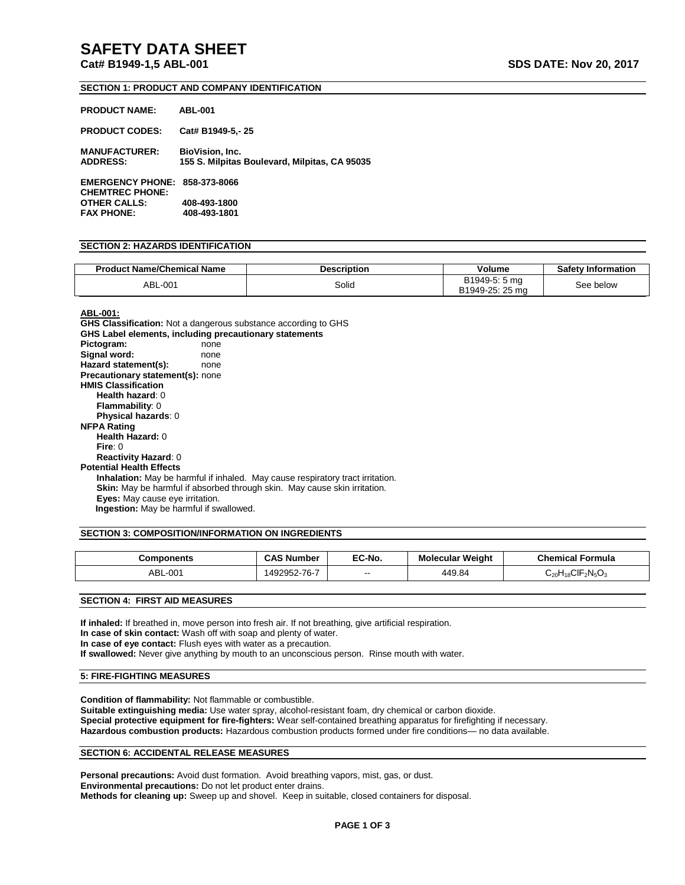# SAFETY DATA SHEET

**Cat# B1949-1,5 ABL-001** **SDS DATE: Nov 20, 2017**

## SECTION 1: PRODUCT AND COMPANY IDENTIFICATION

**PRODUCT NAME:** **ABL-001**

**PRODUCT CODES:** **Cat# B1949-5,- 25**

**MANUFACTURER:** **BioVision, Inc.**
**ADDRESS:** **155 S. Milpitas Boulevard, Milpitas, CA 95035**

**EMERGENCY PHONE:** **858-373-8066**
**CHEMTREC PHONE:**
**OTHER CALLS:** **408-493-1800**
**FAX PHONE:** **408-493-1801**

## SECTION 2: HAZARDS IDENTIFICATION

| Product Name/Chemical Name | Description | Volume | Safety Information |
|---|---|---|---|
| ABL-001 | Solid | B1949-5: 5 mg<br>B1949-25: 25 mg | See below |

**ABL-001:**

**GHS Classification:** Not a dangerous substance according to GHS
**GHS Label elements, including precautionary statements**
**Pictogram:** none
**Signal word:** none
**Hazard statement(s):** none
**Precautionary statement(s):** none
**HMIS Classification**
- **Health hazard**: 0
- **Flammability**: 0
- **Physical hazards**: 0

**NFPA Rating**
- **Health Hazard:** 0
- **Fire**: 0
- **Reactivity Hazard**: 0

**Potential Health Effects**
- **Inhalation:** May be harmful if inhaled. May cause respiratory tract irritation.
- **Skin:** May be harmful if absorbed through skin. May cause skin irritation.
- **Eyes:** May cause eye irritation.
- **Ingestion:** May be harmful if swallowed.

## SECTION 3: COMPOSITION/INFORMATION ON INGREDIENTS

| Components | CAS Number | EC-No. | Molecular Weight | Chemical Formula |
|---|---|---|---|---|
| ABL-001 | 1492952-76-7 | -- | 449.84 | $C_{20}H_{18}ClF_2N_5O_3$ |

## SECTION 4: FIRST AID MEASURES

**If inhaled:** If breathed in, move person into fresh air. If not breathing, give artificial respiration.
**In case of skin contact:** Wash off with soap and plenty of water.
**In case of eye contact:** Flush eyes with water as a precaution.
**If swallowed:** Never give anything by mouth to an unconscious person. Rinse mouth with water.

## 5: FIRE-FIGHTING MEASURES

**Condition of flammability:** Not flammable or combustible.
**Suitable extinguishing media:** Use water spray, alcohol-resistant foam, dry chemical or carbon dioxide.
**Special protective equipment for fire-fighters:** Wear self-contained breathing apparatus for firefighting if necessary.
**Hazardous combustion products:** Hazardous combustion products formed under fire conditions— no data available.

## SECTION 6: ACCIDENTAL RELEASE MEASURES

**Personal precautions:** Avoid dust formation. Avoid breathing vapors, mist, gas, or dust.
**Environmental precautions:** Do not let product enter drains.
**Methods for cleaning up:** Sweep up and shovel. Keep in suitable, closed containers for disposal.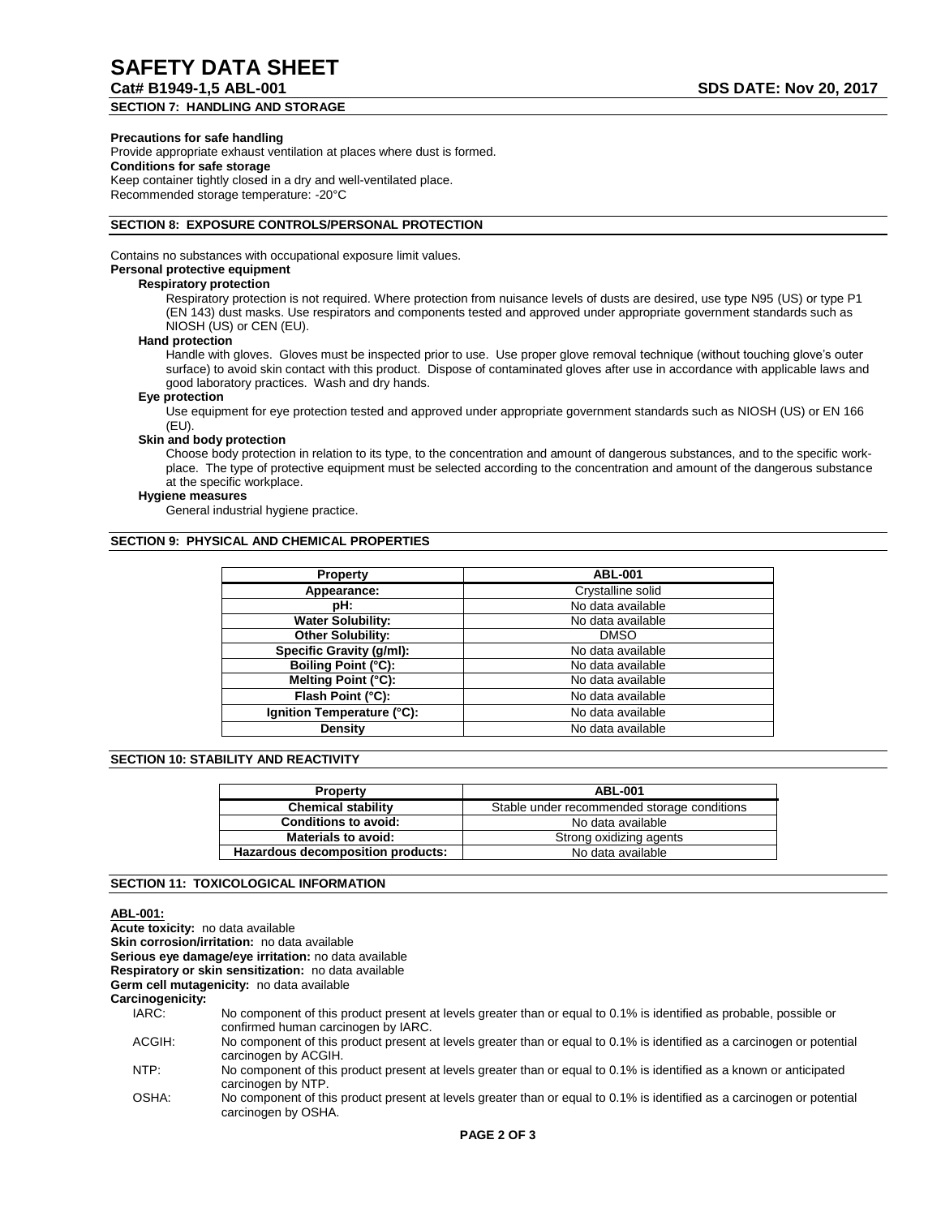## SECTION 7: HANDLING AND STORAGE

**Precautions for safe handling**

Provide appropriate exhaust ventilation at places where dust is formed.

**Conditions for safe storage**

Keep container tightly closed in a dry and well-ventilated place.

Recommended storage temperature: -20°C

## SECTION 8: EXPOSURE CONTROLS/PERSONAL PROTECTION

Contains no substances with occupational exposure limit values.

**Personal protective equipment**

**Respiratory protection**

Respiratory protection is not required. Where protection from nuisance levels of dusts are desired, use type N95 (US) or type P1 (EN 143) dust masks. Use respirators and components tested and approved under appropriate government standards such as NIOSH (US) or CEN (EU).

**Hand protection**

Handle with gloves. Gloves must be inspected prior to use. Use proper glove removal technique (without touching glove's outer surface) to avoid skin contact with this product. Dispose of contaminated gloves after use in accordance with applicable laws and good laboratory practices. Wash and dry hands.

**Eye protection**

Use equipment for eye protection tested and approved under appropriate government standards such as NIOSH (US) or EN 166 (EU).

**Skin and body protection**

Choose body protection in relation to its type, to the concentration and amount of dangerous substances, and to the specific work-place. The type of protective equipment must be selected according to the concentration and amount of the dangerous substance at the specific workplace.

**Hygiene measures**

General industrial hygiene practice.

## SECTION 9: PHYSICAL AND CHEMICAL PROPERTIES

| Property | ABL-001 |
|---|---|
| Appearance: | Crystalline solid |
| pH: | No data available |
| Water Solubility: | No data available |
| Other Solubility: | DMSO |
| Specific Gravity (g/ml): | No data available |
| Boiling Point (°C): | No data available |
| Melting Point (°C): | No data available |
| Flash Point (°C): | No data available |
| Ignition Temperature (°C): | No data available |
| Density | No data available |

## SECTION 10: STABILITY AND REACTIVITY

| Property | ABL-001 |
|---|---|
| Chemical stability | Stable under recommended storage conditions |
| Conditions to avoid: | No data available |
| Materials to avoid: | Strong oxidizing agents |
| Hazardous decomposition products: | No data available |

## SECTION 11: TOXICOLOGICAL INFORMATION

**ABL-001:**

**Acute toxicity:** no data available

**Skin corrosion/irritation:** no data available

**Serious eye damage/eye irritation:** no data available

**Respiratory or skin sensitization:** no data available

**Germ cell mutagenicity:** no data available

**Carcinogenicity:**

IARC: No component of this product present at levels greater than or equal to 0.1% is identified as probable, possible or confirmed human carcinogen by IARC.

ACGIH: No component of this product present at levels greater than or equal to 0.1% is identified as a carcinogen or potential carcinogen by ACGIH.

NTP: No component of this product present at levels greater than or equal to 0.1% is identified as a known or anticipated carcinogen by NTP.

OSHA: No component of this product present at levels greater than or equal to 0.1% is identified as a carcinogen or potential carcinogen by OSHA.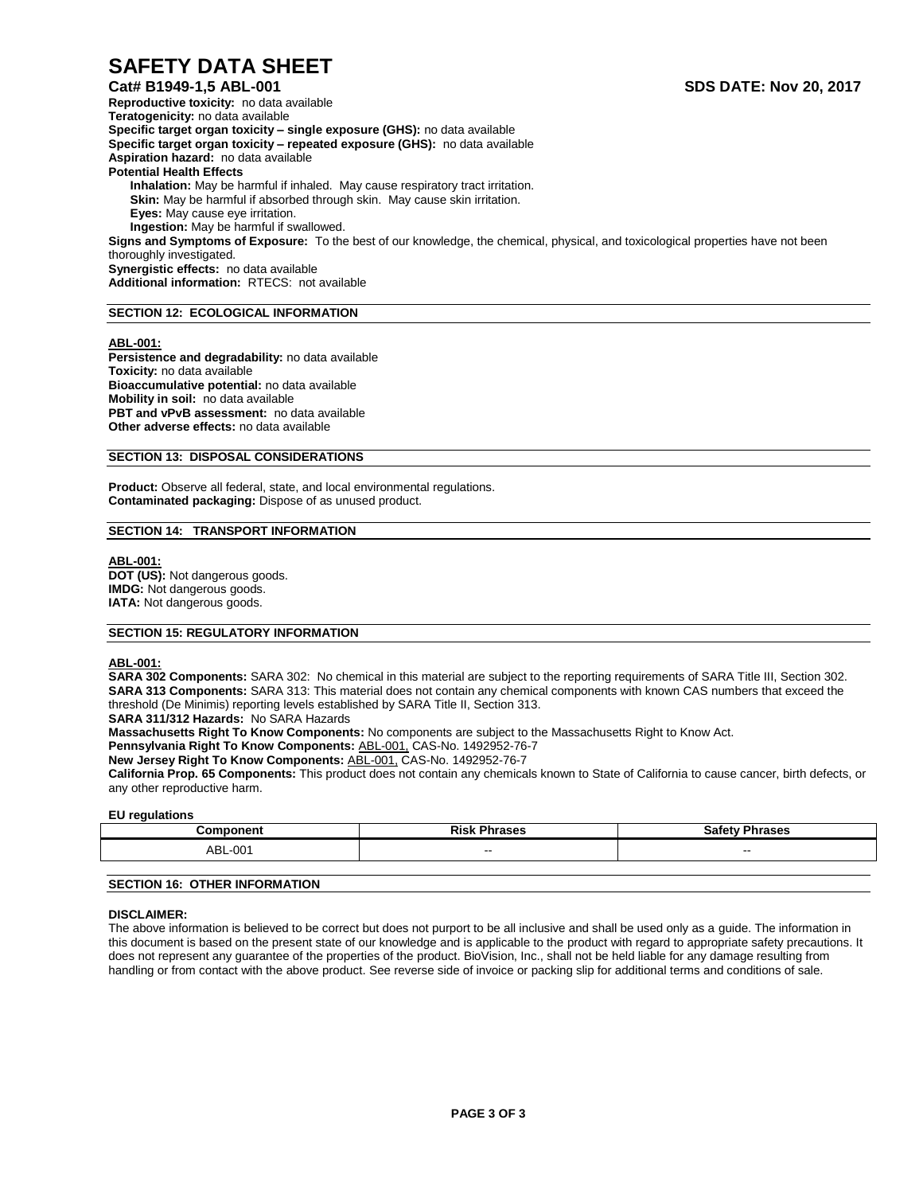**Reproductive toxicity:** no data available
**Teratogenicity:** no data available
**Specific target organ toxicity – single exposure (GHS):** no data available
**Specific target organ toxicity – repeated exposure (GHS):** no data available
**Aspiration hazard:** no data available
**Potential Health Effects**

- **Inhalation:** May be harmful if inhaled. May cause respiratory tract irritation.
- **Skin:** May be harmful if absorbed through skin. May cause skin irritation.
- **Eyes:** May cause eye irritation.
- **Ingestion:** May be harmful if swallowed.

**Signs and Symptoms of Exposure:** To the best of our knowledge, the chemical, physical, and toxicological properties have not been thoroughly investigated.
**Synergistic effects:** no data available
**Additional information:** RTECS: not available

## SECTION 12: ECOLOGICAL INFORMATION

**ABL-001:**
**Persistence and degradability:** no data available
**Toxicity:** no data available
**Bioaccumulative potential:** no data available
**Mobility in soil:** no data available
**PBT and vPvB assessment:** no data available
**Other adverse effects:** no data available

## SECTION 13: DISPOSAL CONSIDERATIONS

**Product:** Observe all federal, state, and local environmental regulations.
**Contaminated packaging:** Dispose of as unused product.

## SECTION 14: TRANSPORT INFORMATION

**ABL-001:**
**DOT (US):** Not dangerous goods.
**IMDG:** Not dangerous goods.
**IATA:** Not dangerous goods.

## SECTION 15: REGULATORY INFORMATION

**ABL-001:**
**SARA 302 Components:** SARA 302: No chemical in this material are subject to the reporting requirements of SARA Title III, Section 302.
**SARA 313 Components:** SARA 313: This material does not contain any chemical components with known CAS numbers that exceed the threshold (De Minimis) reporting levels established by SARA Title II, Section 313.
**SARA 311/312 Hazards:** No SARA Hazards
**Massachusetts Right To Know Components:** No components are subject to the Massachusetts Right to Know Act.
**Pennsylvania Right To Know Components:** ABL-001, CAS-No. 1492952-76-7
**New Jersey Right To Know Components:** ABL-001, CAS-No. 1492952-76-7
**California Prop. 65 Components:** This product does not contain any chemicals known to State of California to cause cancer, birth defects, or any other reproductive harm.

**EU regulations**

| Component | Risk Phrases | Safety Phrases |
|---|---|---|
| ABL-001 | -- | -- |

## SECTION 16: OTHER INFORMATION

**DISCLAIMER:**
The above information is believed to be correct but does not purport to be all inclusive and shall be used only as a guide. The information in this document is based on the present state of our knowledge and is applicable to the product with regard to appropriate safety precautions. It does not represent any guarantee of the properties of the product. BioVision, Inc., shall not be held liable for any damage resulting from handling or from contact with the above product. See reverse side of invoice or packing slip for additional terms and conditions of sale.